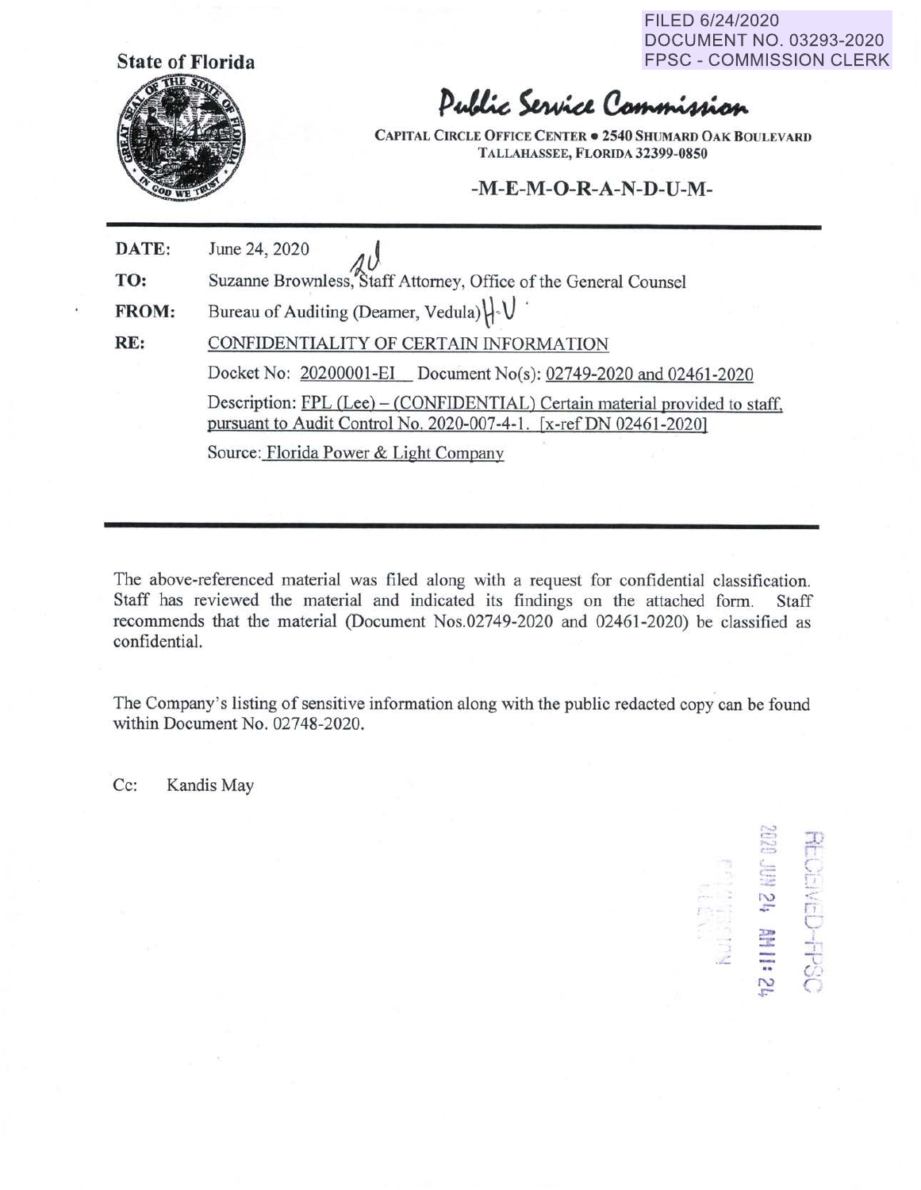FILED 6/24/2020
DOCUMENT NO. 03293-2020
FPSC - COMMISSION CLERK

**State of Florida**

# Public Service Commission

CAPITAL CIRCLE OFFICE CENTER • 2540 SHUMARD OAK BOULEVARD
TALLAHASSEE, FLORIDA 32399-0850

## -M-E-M-O-R-A-N-D-U-M-

**DATE:** June 24, 2020

**TO:** Suzanne Brownless, Staff Attorney, Office of the General Counsel

**FROM:** Bureau of Auditing (Deamer, Vedula)

**RE:** CONFIDENTIALITY OF CERTAIN INFORMATION

Docket No: 20200001-EI Document No(s): 02749-2020 and 02461-2020

Description: FPL (Lee) – (CONFIDENTIAL) Certain material provided to staff, pursuant to Audit Control No. 2020-007-4-1. [x-ref DN 02461-2020]

Source: Florida Power & Light Company

The above-referenced material was filed along with a request for confidential classification. Staff has reviewed the material and indicated its findings on the attached form. Staff recommends that the material (Document Nos.02749-2020 and 02461-2020) be classified as confidential.

The Company's listing of sensitive information along with the public redacted copy can be found within Document No. 02748-2020.

Cc: Kandis May

RECEIVED-FPSC
2020 JUN 24 AM 11:24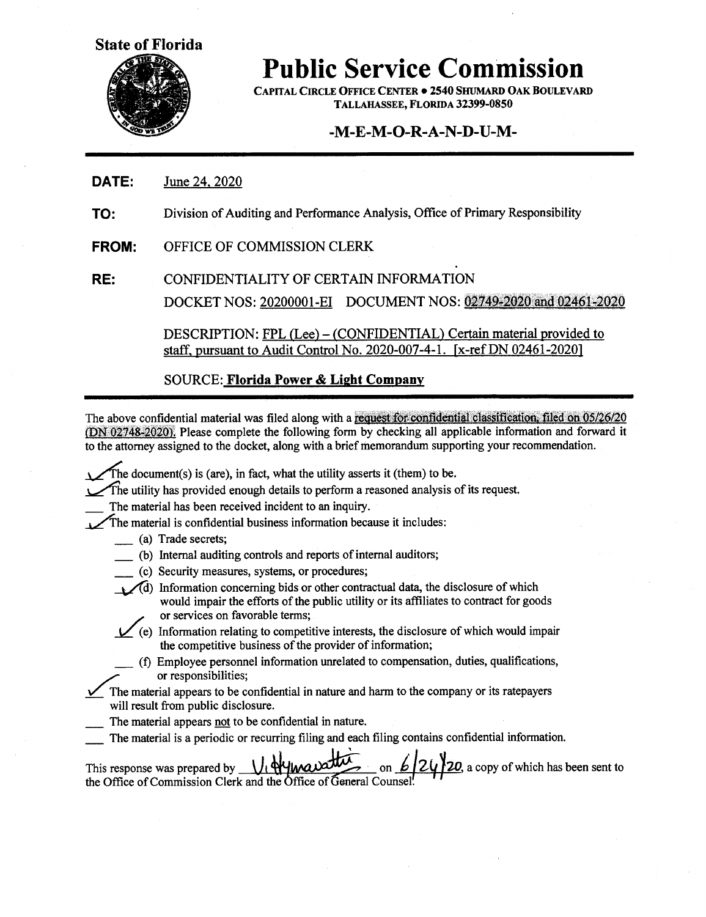**State of Florida**

# Public Service Commission

**CAPITAL CIRCLE OFFICE CENTER • 2540 SHUMARD OAK BOULEVARD**
**TALLAHASSEE, FLORIDA 32399-0850**

## -M-E-M-O-R-A-N-D-U-M-

**DATE:** June 24, 2020

**TO:** Division of Auditing and Performance Analysis, Office of Primary Responsibility

**FROM:** OFFICE OF COMMISSION CLERK

**RE:** CONFIDENTIALITY OF CERTAIN INFORMATION
DOCKET NOS: 20200001-EI DOCUMENT NOS: 02749-2020 and 02461-2020

DESCRIPTION: FPL (Lee) – (CONFIDENTIAL) Certain material provided to staff, pursuant to Audit Control No. 2020-007-4-1. [x-ref DN 02461-2020]

SOURCE: **Florida Power & Light Company**

---

The above confidential material was filed along with a request for confidential classification, filed on 05/26/20 (DN 02748-2020). Please complete the following form by checking all applicable information and forward it to the attorney assigned to the docket, along with a brief memorandum supporting your recommendation.

✓ The document(s) is (are), in fact, what the utility asserts it (them) to be.
✓ The utility has provided enough details to perform a reasoned analysis of its request.
___ The material has been received incident to an inquiry.
✓ The material is confidential business information because it includes:

- ___ (a) Trade secrets;
- ___ (b) Internal auditing controls and reports of internal auditors;
- ___ (c) Security measures, systems, or procedures;
- ✓ (d) Information concerning bids or other contractual data, the disclosure of which would impair the efforts of the public utility or its affiliates to contract for goods or services on favorable terms;
- ✓ (e) Information relating to competitive interests, the disclosure of which would impair the competitive business of the provider of information;
- ___ (f) Employee personnel information unrelated to compensation, duties, qualifications, or responsibilities;

✓ The material appears to be confidential in nature and harm to the company or its ratepayers will result from public disclosure.
___ The material appears not to be confidential in nature.
___ The material is a periodic or recurring filing and each filing contains confidential information.

This response was prepared by V. Hymavathi on 6/24/20, a copy of which has been sent to the Office of Commission Clerk and the Office of General Counsel.